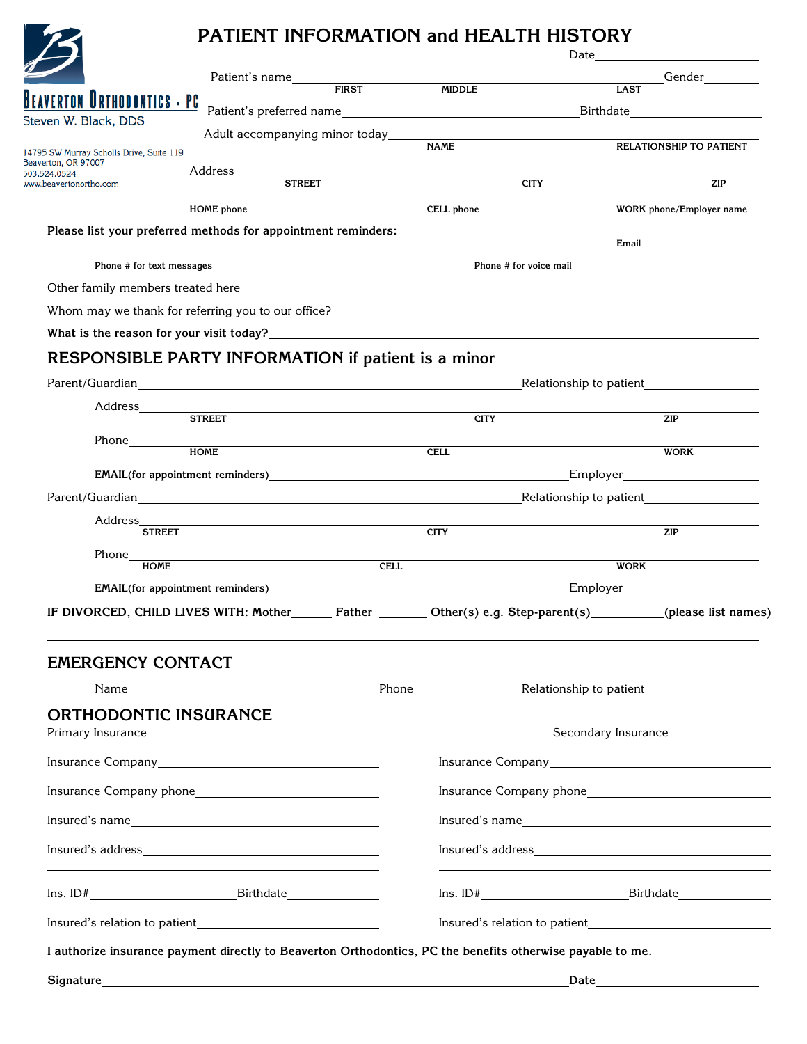**Beaverton Orthodontics · PC**
Steven W. Black, DDS

14795 SW Murray Scholls Drive, Suite 119
Beaverton, OR 97007
503.524.0524
www.beavertonortho.com

# PATIENT INFORMATION and HEALTH HISTORY

Date_______________________

Patient's name_________________________________________________Gender________
FIRST MIDDLE LAST

Patient's preferred name_________________________________Birthdate_________________

Adult accompanying minor today___________________________________________________
NAME RELATIONSHIP TO PATIENT

Address______________________________________________________________________
STREET CITY ZIP

______________________________________________________________________________
HOME phone CELL phone WORK phone/Employer name

**Please list your preferred methods for appointment reminders:**_____________________________
Email

______________________________ ______________________________
Phone # for text messages Phone # for voice mail

Other family members treated here____________________________________________________

Whom may we thank for referring you to our office?_____________________________________

**What is the reason for your visit today?**_______________________________________________

## RESPONSIBLE PARTY INFORMATION if patient is a minor

Parent/Guardian__________________________________________Relationship to patient_______________

Address______________________________________________________________________
STREET CITY ZIP

Phone________________________________________________________________________
HOME CELL WORK

**EMAIL(for appointment reminders)**__________________________________Employer_______________

Parent/Guardian__________________________________________Relationship to patient_______________

Address______________________________________________________________________
STREET CITY ZIP

Phone________________________________________________________________________
HOME CELL WORK

**EMAIL(for appointment reminders)**__________________________________Employer_______________

**IF DIVORCED, CHILD LIVES WITH: Mother______ Father _______ Other(s) e.g. Step-parent(s)___________(please list names)**

______________________________________________________________________________

## EMERGENCY CONTACT

Name_______________________________Phone________________Relationship to patient_______________

## ORTHODONTIC INSURANCE

| Primary Insurance | Secondary Insurance |
|---|---|
| Insurance Company________________________ | Insurance Company________________________ |
| Insurance Company phone__________________ | Insurance Company phone__________________ |
| Insured's name___________________________ | Insured's name___________________________ |
| Insured's address_________________________ | Insured's address_________________________ |
| __________________________________________ | __________________________________________ |
| Ins. ID#________________Birthdate__________ | Ins. ID#________________Birthdate__________ |
| Insured's relation to patient_______________ | Insured's relation to patient_______________ |

**I authorize insurance payment directly to Beaverton Orthodontics, PC the benefits otherwise payable to me.**

**Signature**____________________________________________________________**Date**_______________________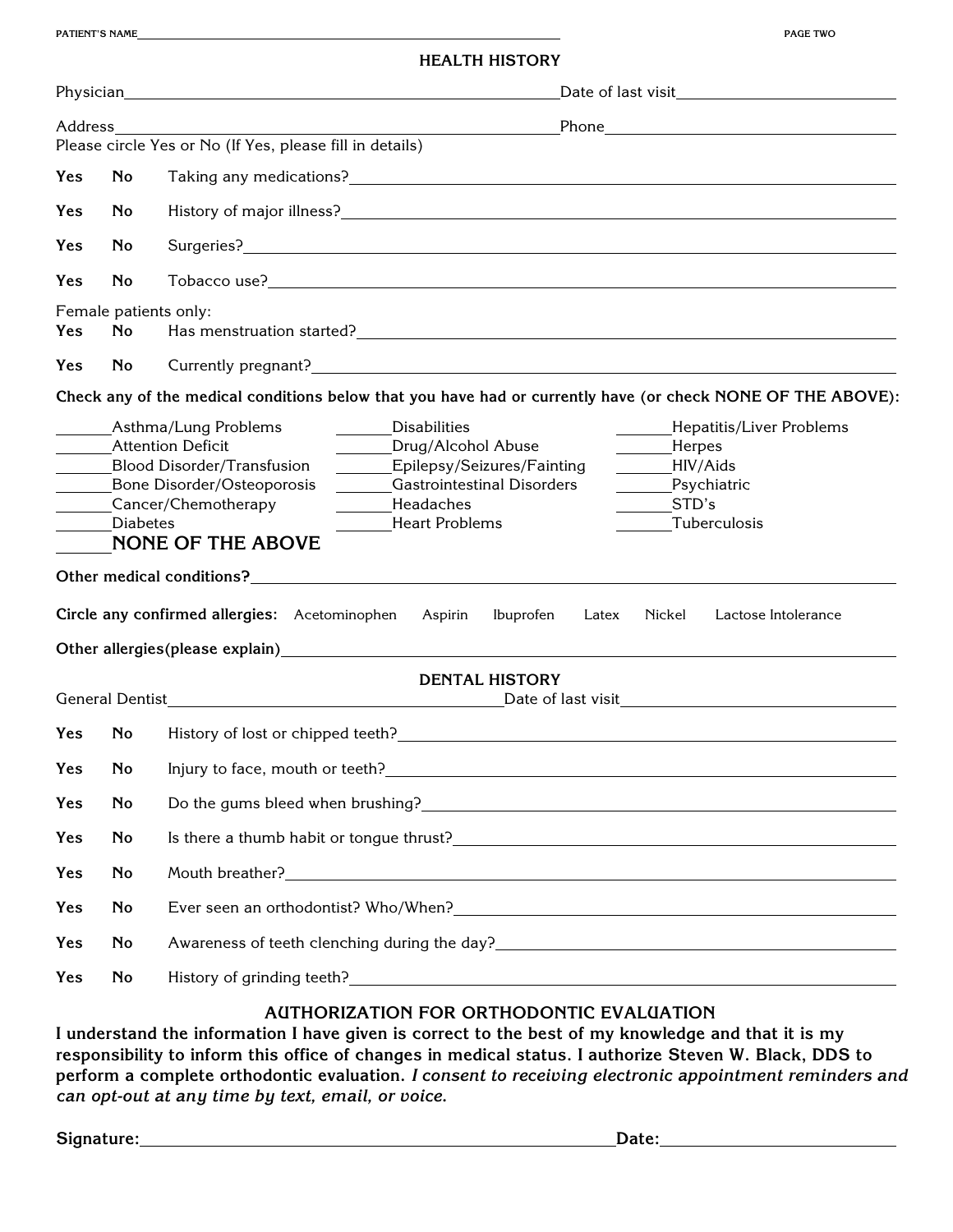PATIENT'S NAME______________________________________________

## HEALTH HISTORY

Physician______________________________________ Date of last visit____________________

Address______________________________________ Phone____________________

Please circle Yes or No (If Yes, please fill in details)

**Yes** **No** Taking any medications?______________________________________

**Yes** **No** History of major illness?______________________________________

**Yes** **No** Surgeries?______________________________________

**Yes** **No** Tobacco use?______________________________________

Female patients only:

**Yes** **No** Has menstruation started?______________________________________

**Yes** **No** Currently pregnant?______________________________________

**Check any of the medical conditions below that you have had or currently have (or check NONE OF THE ABOVE):**

| | | |
|---|---|---|
| _______Asthma/Lung Problems | _______Disabilities | _______Hepatitis/Liver Problems |
| _______Attention Deficit | _______Drug/Alcohol Abuse | _______Herpes |
| _______Blood Disorder/Transfusion | _______Epilepsy/Seizures/Fainting | _______HIV/Aids |
| _______Bone Disorder/Osteoporosis | _______Gastrointestinal Disorders | _______Psychiatric |
| _______Cancer/Chemotherapy | _______Headaches | _______STD's |
| _______Diabetes | _______Heart Problems | _______Tuberculosis |

_______NONE OF THE ABOVE

**Other medical conditions?**______________________________________

**Circle any confirmed allergies:** Acetominophen Aspirin Ibuprofen Latex Nickel Lactose Intolerance

**Other allergies(please explain)**______________________________________

## DENTAL HISTORY

General Dentist______________________________ Date of last visit____________________

**Yes** **No** History of lost or chipped teeth?______________________________________

**Yes** **No** Injury to face, mouth or teeth?______________________________________

**Yes** **No** Do the gums bleed when brushing?______________________________________

**Yes** **No** Is there a thumb habit or tongue thrust?______________________________________

**Yes** **No** Mouth breather?______________________________________

**Yes** **No** Ever seen an orthodontist? Who/When?______________________________________

**Yes** **No** Awareness of teeth clenching during the day?______________________________________

**Yes** **No** History of grinding teeth?______________________________________

## AUTHORIZATION FOR ORTHODONTIC EVALUATION

**I understand the information I have given is correct to the best of my knowledge and that it is my responsibility to inform this office of changes in medical status. I authorize Steven W. Black, DDS to perform a complete orthodontic evaluation.** ***I consent to receiving electronic appointment reminders and can opt-out at any time by text, email, or voice.***

**Signature:**______________________________________ **Date:**____________________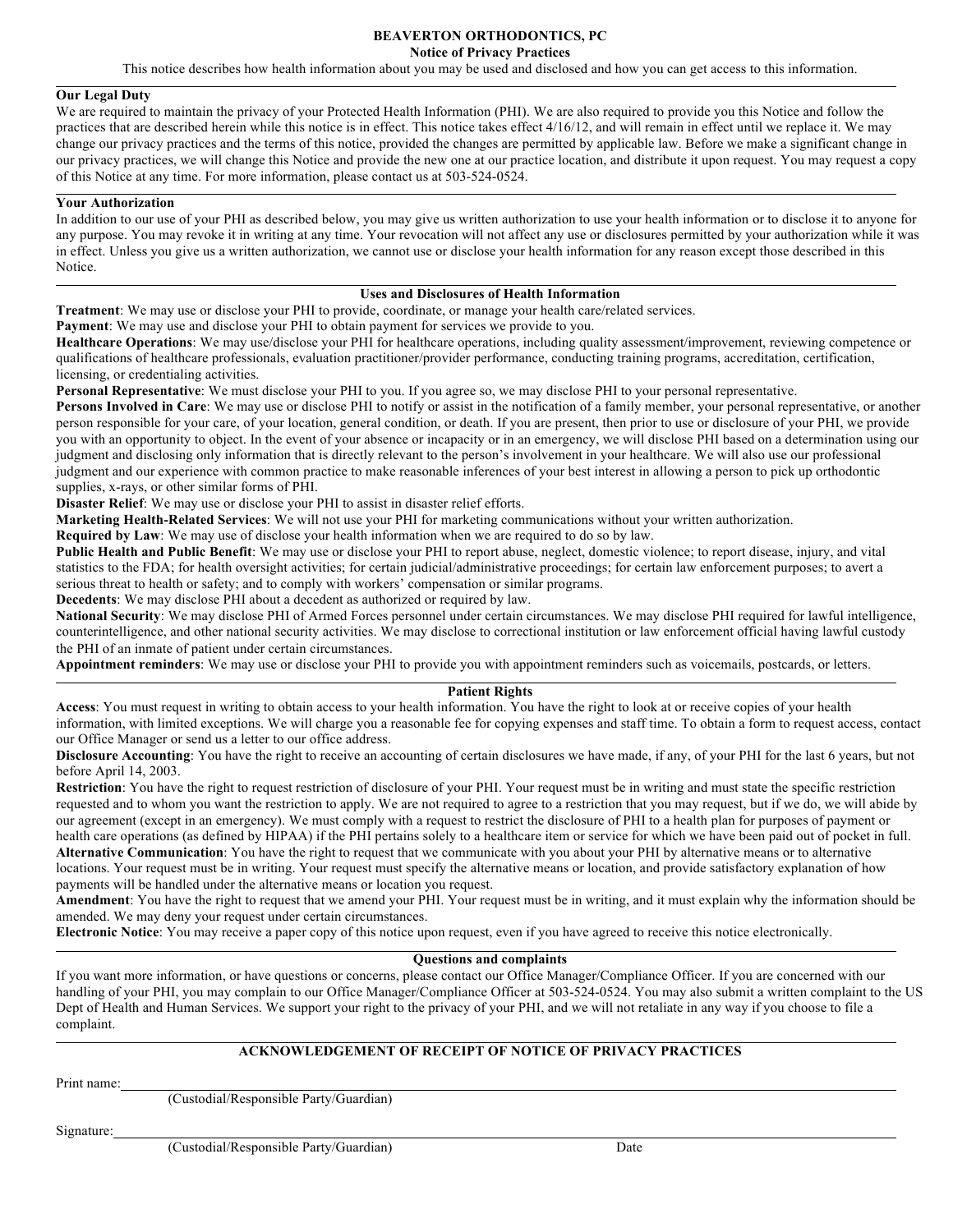# BEAVERTON ORTHODONTICS, PC

## Notice of Privacy Practices

This notice describes how health information about you may be used and disclosed and how you can get access to this information.

---

**Our Legal Duty**

We are required to maintain the privacy of your Protected Health Information (PHI). We are also required to provide you this Notice and follow the practices that are described herein while this notice is in effect. This notice takes effect 4/16/12, and will remain in effect until we replace it. We may change our privacy practices and the terms of this notice, provided the changes are permitted by applicable law. Before we make a significant change in our privacy practices, we will change this Notice and provide the new one at our practice location, and distribute it upon request. You may request a copy of this Notice at any time. For more information, please contact us at 503-524-0524.

---

**Your Authorization**

In addition to our use of your PHI as described below, you may give us written authorization to use your health information or to disclose it to anyone for any purpose. You may revoke it in writing at any time. Your revocation will not affect any use or disclosures permitted by your authorization while it was in effect. Unless you give us a written authorization, we cannot use or disclose your health information for any reason except those described in this Notice.

---

### Uses and Disclosures of Health Information

**Treatment**: We may use or disclose your PHI to provide, coordinate, or manage your health care/related services.

**Payment**: We may use and disclose your PHI to obtain payment for services we provide to you.

**Healthcare Operations**: We may use/disclose your PHI for healthcare operations, including quality assessment/improvement, reviewing competence or qualifications of healthcare professionals, evaluation practitioner/provider performance, conducting training programs, accreditation, certification, licensing, or credentialing activities.

**Personal Representative**: We must disclose your PHI to you. If you agree so, we may disclose PHI to your personal representative.

**Persons Involved in Care**: We may use or disclose PHI to notify or assist in the notification of a family member, your personal representative, or another person responsible for your care, of your location, general condition, or death. If you are present, then prior to use or disclosure of your PHI, we provide you with an opportunity to object. In the event of your absence or incapacity or in an emergency, we will disclose PHI based on a determination using our judgment and disclosing only information that is directly relevant to the person's involvement in your healthcare. We will also use our professional judgment and our experience with common practice to make reasonable inferences of your best interest in allowing a person to pick up orthodontic supplies, x-rays, or other similar forms of PHI.

**Disaster Relief**: We may use or disclose your PHI to assist in disaster relief efforts.

**Marketing Health-Related Services**: We will not use your PHI for marketing communications without your written authorization.

**Required by Law**: We may use of disclose your health information when we are required to do so by law.

**Public Health and Public Benefit**: We may use or disclose your PHI to report abuse, neglect, domestic violence; to report disease, injury, and vital statistics to the FDA; for health oversight activities; for certain judicial/administrative proceedings; for certain law enforcement purposes; to avert a serious threat to health or safety; and to comply with workers' compensation or similar programs.

**Decedents**: We may disclose PHI about a decedent as authorized or required by law.

**National Security**: We may disclose PHI of Armed Forces personnel under certain circumstances. We may disclose PHI required for lawful intelligence, counterintelligence, and other national security activities. We may disclose to correctional institution or law enforcement official having lawful custody the PHI of an inmate of patient under certain circumstances.

**Appointment reminders**: We may use or disclose your PHI to provide you with appointment reminders such as voicemails, postcards, or letters.

---

### Patient Rights

**Access**: You must request in writing to obtain access to your health information. You have the right to look at or receive copies of your health information, with limited exceptions. We will charge you a reasonable fee for copying expenses and staff time. To obtain a form to request access, contact our Office Manager or send us a letter to our office address.

**Disclosure Accounting**: You have the right to receive an accounting of certain disclosures we have made, if any, of your PHI for the last 6 years, but not before April 14, 2003.

**Restriction**: You have the right to request restriction of disclosure of your PHI. Your request must be in writing and must state the specific restriction requested and to whom you want the restriction to apply. We are not required to agree to a restriction that you may request, but if we do, we will abide by our agreement (except in an emergency). We must comply with a request to restrict the disclosure of PHI to a health plan for purposes of payment or health care operations (as defined by HIPAA) if the PHI pertains solely to a healthcare item or service for which we have been paid out of pocket in full.

**Alternative Communication**: You have the right to request that we communicate with you about your PHI by alternative means or to alternative locations. Your request must be in writing. Your request must specify the alternative means or location, and provide satisfactory explanation of how payments will be handled under the alternative means or location you request.

**Amendment**: You have the right to request that we amend your PHI. Your request must be in writing, and it must explain why the information should be amended. We may deny your request under certain circumstances.

**Electronic Notice**: You may receive a paper copy of this notice upon request, even if you have agreed to receive this notice electronically.

---

### Questions and complaints

If you want more information, or have questions or concerns, please contact our Office Manager/Compliance Officer. If you are concerned with our handling of your PHI, you may complain to our Office Manager/Compliance Officer at 503-524-0524. You may also submit a written complaint to the US Dept of Health and Human Services. We support your right to the privacy of your PHI, and we will not retaliate in any way if you choose to file a complaint.

---

### ACKNOWLEDGEMENT OF RECEIPT OF NOTICE OF PRIVACY PRACTICES

Print name: ______________________________________________
(Custodial/Responsible Party/Guardian)

Signature: ______________________________________________
(Custodial/Responsible Party/Guardian) Date